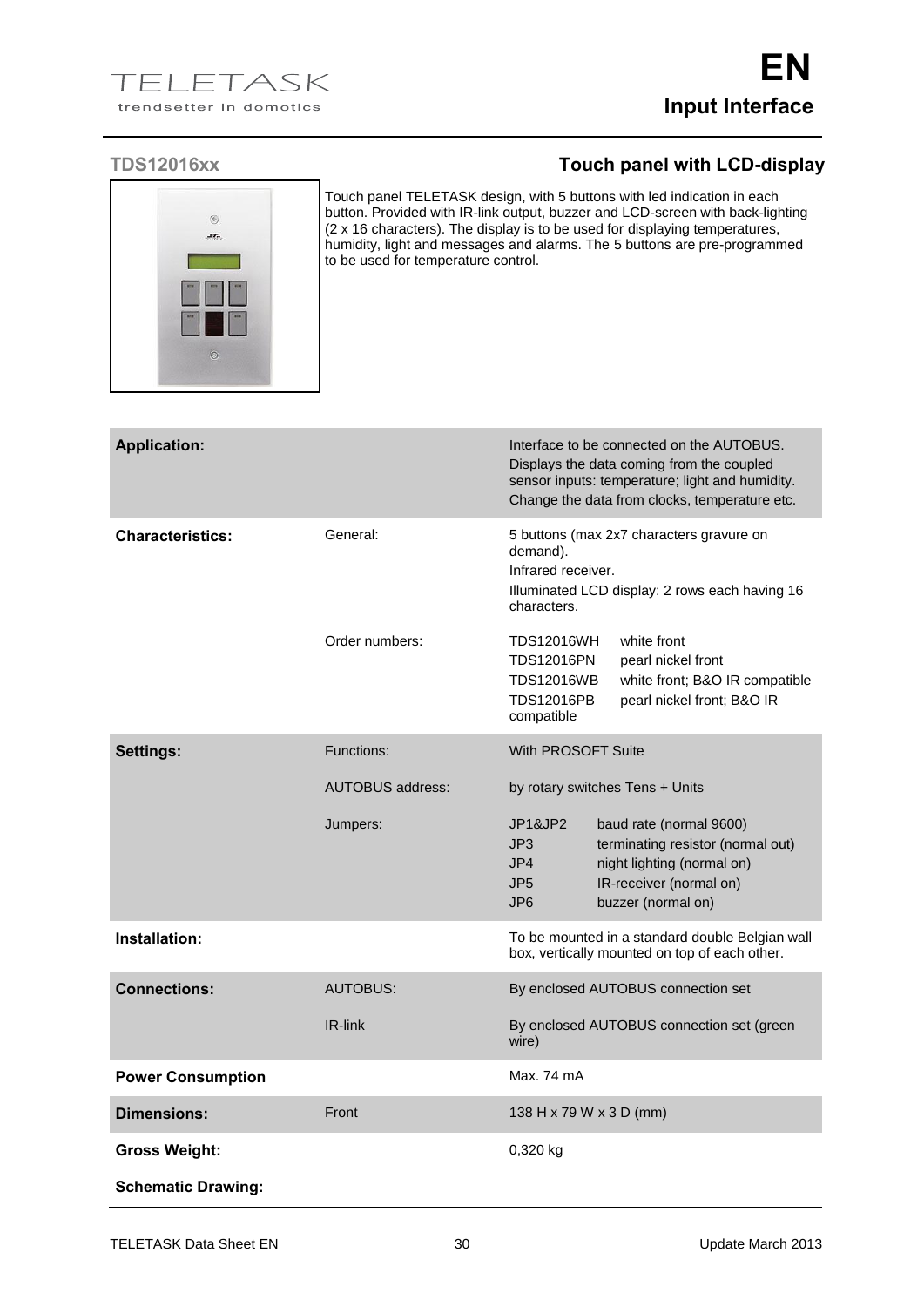# EN

## Input Interface

### TDS12016xx — Touch panel with LCD-display

Touch panel TELETASK design, with 5 buttons with led indication in each button. Provided with IR-link output, buzzer and LCD-screen with back-lighting (2 x 16 characters). The display is to be used for displaying temperatures, humidity, light and messages and alarms. The 5 buttons are pre-programmed to be used for temperature control.

| | | |
|---|---|---|
| **Application:** | | Interface to be connected on the AUTOBUS. Displays the data coming from the coupled sensor inputs: temperature; light and humidity. Change the data from clocks, temperature etc. |
| **Characteristics:** | General: | 5 buttons (max 2x7 characters gravure on demand). Infrared receiver. Illuminated LCD display: 2 rows each having 16 characters. |
| | Order numbers: | TDS12016WH white front<br>TDS12016PN pearl nickel front<br>TDS12016WB white front; B&O IR compatible<br>TDS12016PB pearl nickel front; B&O IR compatible |
| **Settings:** | Functions: | With PROSOFT Suite |
| | AUTOBUS address: | by rotary switches Tens + Units |
| | Jumpers: | JP1&JP2 baud rate (normal 9600)<br>JP3 terminating resistor (normal out)<br>JP4 night lighting (normal on)<br>JP5 IR-receiver (normal on)<br>JP6 buzzer (normal on) |
| **Installation:** | | To be mounted in a standard double Belgian wall box, vertically mounted on top of each other. |
| **Connections:** | AUTOBUS: | By enclosed AUTOBUS connection set |
| | IR-link | By enclosed AUTOBUS connection set (green wire) |
| **Power Consumption** | | Max. 74 mA |
| **Dimensions:** | Front | 138 H x 79 W x 3 D (mm) |
| **Gross Weight:** | | 0,320 kg |
| **Schematic Drawing:** | | |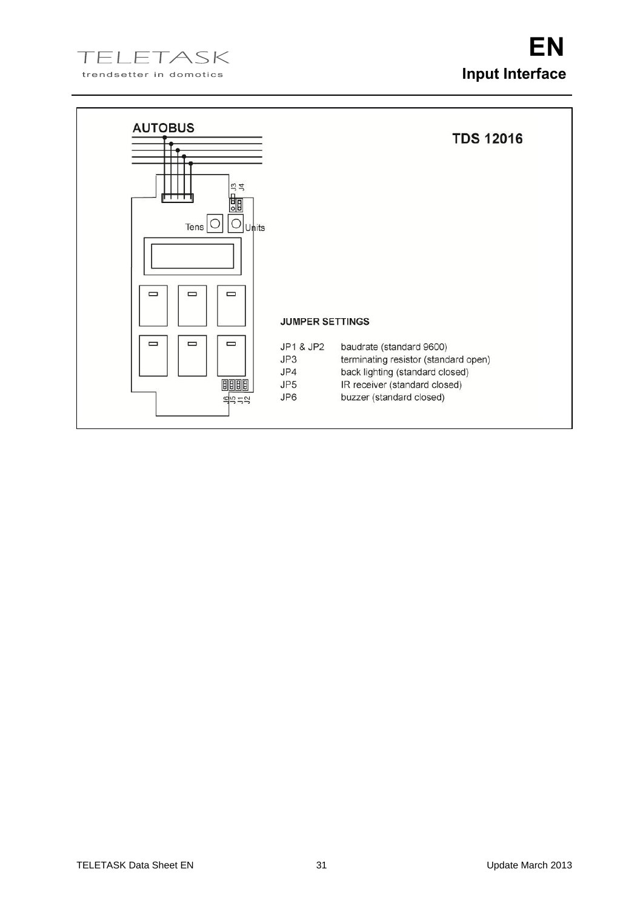# EN

## Input Interface

AUTOBUS

TDS 12016

J3 J4

Tens

Units

J6 J5 J1 J2

**JUMPER SETTINGS**

| | |
|---|---|
| JP1 & JP2 | baudrate (standard 9600) |
| JP3 | terminating resistor (standard open) |
| JP4 | back lighting (standard closed) |
| JP5 | IR receiver (standard closed) |
| JP6 | buzzer (standard closed) |